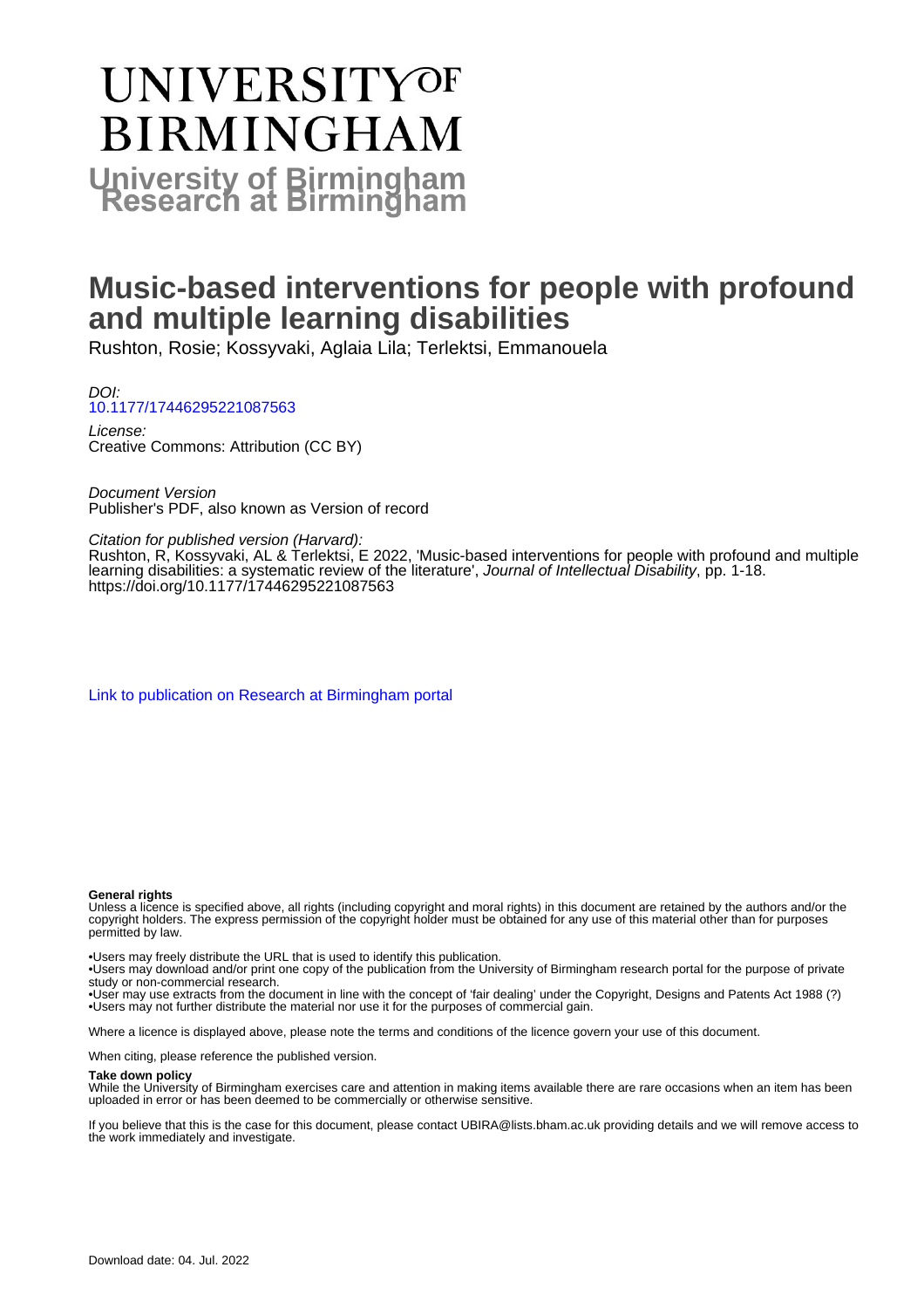# UNIVERSITY OF BIRMINGHAM

**University of Birmingham Research at Birmingham**

# Music-based interventions for people with profound and multiple learning disabilities

Rushton, Rosie; Kossyvaki, Aglaia Lila; Terlektsi, Emmanouela

*DOI:*
10.1177/17446295221087563

*License:*
Creative Commons: Attribution (CC BY)

*Document Version*
Publisher's PDF, also known as Version of record

*Citation for published version (Harvard):*
Rushton, R, Kossyvaki, AL & Terlektsi, E 2022, 'Music-based interventions for people with profound and multiple learning disabilities: a systematic review of the literature', *Journal of Intellectual Disability*, pp. 1-18. https://doi.org/10.1177/17446295221087563

Link to publication on Research at Birmingham portal

**General rights**

Unless a licence is specified above, all rights (including copyright and moral rights) in this document are retained by the authors and/or the copyright holders. The express permission of the copyright holder must be obtained for any use of this material other than for purposes permitted by law.

- •Users may freely distribute the URL that is used to identify this publication.
- •Users may download and/or print one copy of the publication from the University of Birmingham research portal for the purpose of private study or non-commercial research.
- •User may use extracts from the document in line with the concept of 'fair dealing' under the Copyright, Designs and Patents Act 1988 (?)
- •Users may not further distribute the material nor use it for the purposes of commercial gain.

Where a licence is displayed above, please note the terms and conditions of the licence govern your use of this document.

When citing, please reference the published version.

**Take down policy**

While the University of Birmingham exercises care and attention in making items available there are rare occasions when an item has been uploaded in error or has been deemed to be commercially or otherwise sensitive.

If you believe that this is the case for this document, please contact UBIRA@lists.bham.ac.uk providing details and we will remove access to the work immediately and investigate.

Download date: 04. Jul. 2022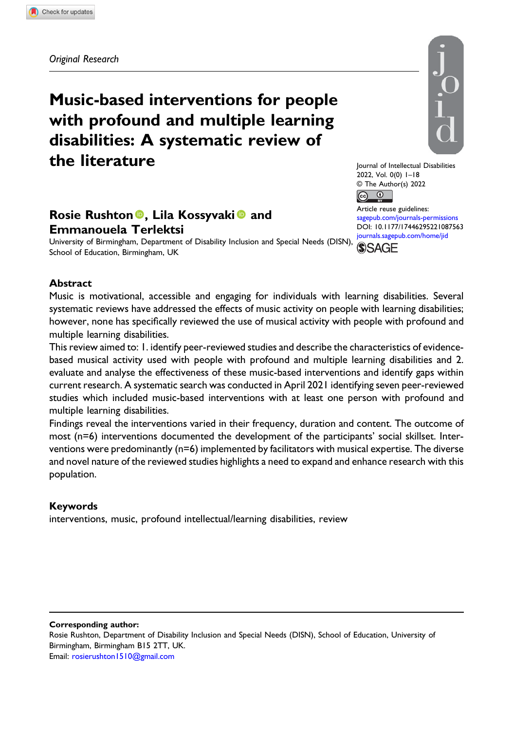*Original Research*

# Music-based interventions for people with profound and multiple learning disabilities: A systematic review of the literature

**Rosie Rushton, Lila Kossyvaki and Emmanouela Terlektsi**

University of Birmingham, Department of Disability Inclusion and Special Needs (DISN), School of Education, Birmingham, UK

Journal of Intellectual Disabilities
2022, Vol. 0(0) 1–18
© The Author(s) 2022

Article reuse guidelines:
sagepub.com/journals-permissions
DOI: 10.1177/17446295221087563
journals.sagepub.com/home/jid

## Abstract

Music is motivational, accessible and engaging for individuals with learning disabilities. Several systematic reviews have addressed the effects of music activity on people with learning disabilities; however, none has specifically reviewed the use of musical activity with people with profound and multiple learning disabilities.

This review aimed to: 1. identify peer-reviewed studies and describe the characteristics of evidence-based musical activity used with people with profound and multiple learning disabilities and 2. evaluate and analyse the effectiveness of these music-based interventions and identify gaps within current research. A systematic search was conducted in April 2021 identifying seven peer-reviewed studies which included music-based interventions with at least one person with profound and multiple learning disabilities.

Findings reveal the interventions varied in their frequency, duration and content. The outcome of most (n=6) interventions documented the development of the participants' social skillset. Interventions were predominantly (n=6) implemented by facilitators with musical expertise. The diverse and novel nature of the reviewed studies highlights a need to expand and enhance research with this population.

## Keywords

interventions, music, profound intellectual/learning disabilities, review

**Corresponding author:**
Rosie Rushton, Department of Disability Inclusion and Special Needs (DISN), School of Education, University of Birmingham, Birmingham B15 2TT, UK.
Email: rosierushton1510@gmail.com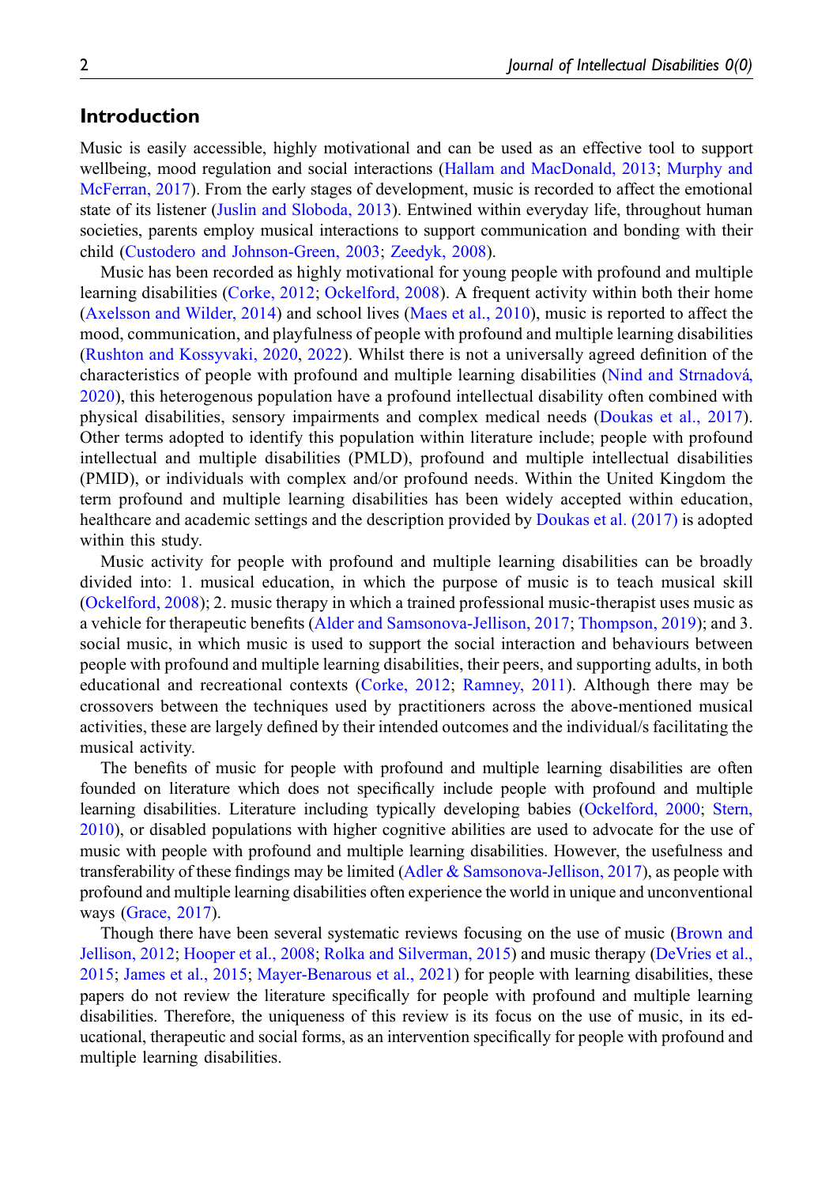## Introduction

Music is easily accessible, highly motivational and can be used as an effective tool to support wellbeing, mood regulation and social interactions (Hallam and MacDonald, 2013; Murphy and McFerran, 2017). From the early stages of development, music is recorded to affect the emotional state of its listener (Juslin and Sloboda, 2013). Entwined within everyday life, throughout human societies, parents employ musical interactions to support communication and bonding with their child (Custodero and Johnson-Green, 2003; Zeedyk, 2008).

Music has been recorded as highly motivational for young people with profound and multiple learning disabilities (Corke, 2012; Ockelford, 2008). A frequent activity within both their home (Axelsson and Wilder, 2014) and school lives (Maes et al., 2010), music is reported to affect the mood, communication, and playfulness of people with profound and multiple learning disabilities (Rushton and Kossyvaki, 2020, 2022). Whilst there is not a universally agreed definition of the characteristics of people with profound and multiple learning disabilities (Nind and Strnadová, 2020), this heterogenous population have a profound intellectual disability often combined with physical disabilities, sensory impairments and complex medical needs (Doukas et al., 2017). Other terms adopted to identify this population within literature include; people with profound intellectual and multiple disabilities (PMLD), profound and multiple intellectual disabilities (PMID), or individuals with complex and/or profound needs. Within the United Kingdom the term profound and multiple learning disabilities has been widely accepted within education, healthcare and academic settings and the description provided by Doukas et al. (2017) is adopted within this study.

Music activity for people with profound and multiple learning disabilities can be broadly divided into: 1. musical education, in which the purpose of music is to teach musical skill (Ockelford, 2008); 2. music therapy in which a trained professional music-therapist uses music as a vehicle for therapeutic benefits (Alder and Samsonova-Jellison, 2017; Thompson, 2019); and 3. social music, in which music is used to support the social interaction and behaviours between people with profound and multiple learning disabilities, their peers, and supporting adults, in both educational and recreational contexts (Corke, 2012; Ramney, 2011). Although there may be crossovers between the techniques used by practitioners across the above-mentioned musical activities, these are largely defined by their intended outcomes and the individual/s facilitating the musical activity.

The benefits of music for people with profound and multiple learning disabilities are often founded on literature which does not specifically include people with profound and multiple learning disabilities. Literature including typically developing babies (Ockelford, 2000; Stern, 2010), or disabled populations with higher cognitive abilities are used to advocate for the use of music with people with profound and multiple learning disabilities. However, the usefulness and transferability of these findings may be limited (Adler & Samsonova-Jellison, 2017), as people with profound and multiple learning disabilities often experience the world in unique and unconventional ways (Grace, 2017).

Though there have been several systematic reviews focusing on the use of music (Brown and Jellison, 2012; Hooper et al., 2008; Rolka and Silverman, 2015) and music therapy (DeVries et al., 2015; James et al., 2015; Mayer-Benarous et al., 2021) for people with learning disabilities, these papers do not review the literature specifically for people with profound and multiple learning disabilities. Therefore, the uniqueness of this review is its focus on the use of music, in its educational, therapeutic and social forms, as an intervention specifically for people with profound and multiple learning disabilities.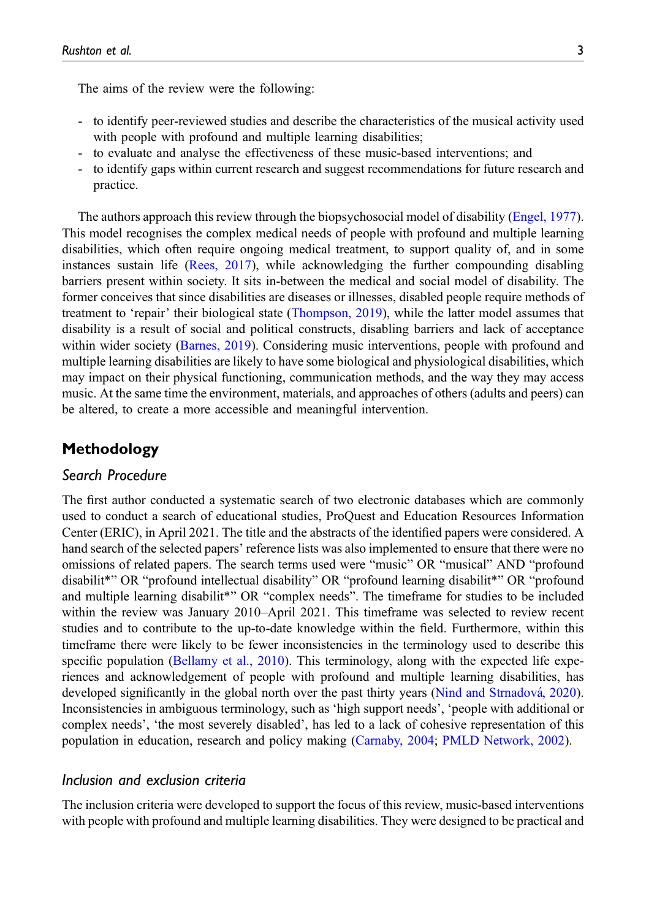The aims of the review were the following:

- to identify peer-reviewed studies and describe the characteristics of the musical activity used with people with profound and multiple learning disabilities;
- to evaluate and analyse the effectiveness of these music-based interventions; and
- to identify gaps within current research and suggest recommendations for future research and practice.

The authors approach this review through the biopsychosocial model of disability (Engel, 1977). This model recognises the complex medical needs of people with profound and multiple learning disabilities, which often require ongoing medical treatment, to support quality of, and in some instances sustain life (Rees, 2017), while acknowledging the further compounding disabling barriers present within society. It sits in-between the medical and social model of disability. The former conceives that since disabilities are diseases or illnesses, disabled people require methods of treatment to 'repair' their biological state (Thompson, 2019), while the latter model assumes that disability is a result of social and political constructs, disabling barriers and lack of acceptance within wider society (Barnes, 2019). Considering music interventions, people with profound and multiple learning disabilities are likely to have some biological and physiological disabilities, which may impact on their physical functioning, communication methods, and the way they may access music. At the same time the environment, materials, and approaches of others (adults and peers) can be altered, to create a more accessible and meaningful intervention.

## Methodology

### *Search Procedure*

The first author conducted a systematic search of two electronic databases which are commonly used to conduct a search of educational studies, ProQuest and Education Resources Information Center (ERIC), in April 2021. The title and the abstracts of the identified papers were considered. A hand search of the selected papers' reference lists was also implemented to ensure that there were no omissions of related papers. The search terms used were "music" OR "musical" AND "profound disabilit*" OR "profound intellectual disability" OR "profound learning disabilit*" OR "profound and multiple learning disabilit*" OR "complex needs". The timeframe for studies to be included within the review was January 2010–April 2021. This timeframe was selected to review recent studies and to contribute to the up-to-date knowledge within the field. Furthermore, within this timeframe there were likely to be fewer inconsistencies in the terminology used to describe this specific population (Bellamy et al., 2010). This terminology, along with the expected life experiences and acknowledgement of people with profound and multiple learning disabilities, has developed significantly in the global north over the past thirty years (Nind and Strnadová, 2020). Inconsistencies in ambiguous terminology, such as 'high support needs', 'people with additional or complex needs', 'the most severely disabled', has led to a lack of cohesive representation of this population in education, research and policy making (Carnaby, 2004; PMLD Network, 2002).

### *Inclusion and exclusion criteria*

The inclusion criteria were developed to support the focus of this review, music-based interventions with people with profound and multiple learning disabilities. They were designed to be practical and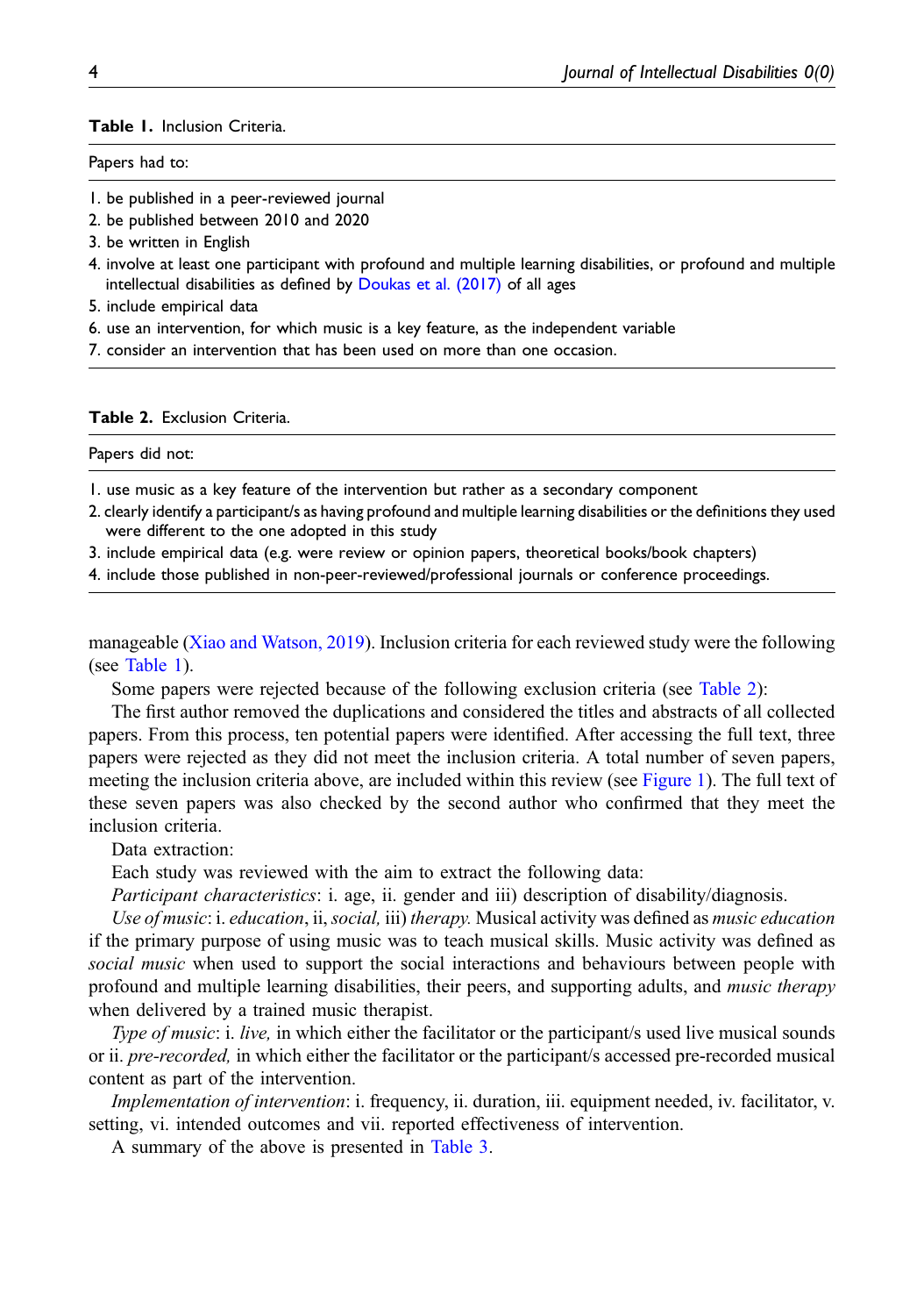**Table 1.** Inclusion Criteria.

| Papers had to: |
|---|
| 1. be published in a peer-reviewed journal |
| 2. be published between 2010 and 2020 |
| 3. be written in English |
| 4. involve at least one participant with profound and multiple learning disabilities, or profound and multiple intellectual disabilities as defined by Doukas et al. (2017) of all ages |
| 5. include empirical data |
| 6. use an intervention, for which music is a key feature, as the independent variable |
| 7. consider an intervention that has been used on more than one occasion. |

**Table 2.** Exclusion Criteria.

| Papers did not: |
|---|
| 1. use music as a key feature of the intervention but rather as a secondary component |
| 2. clearly identify a participant/s as having profound and multiple learning disabilities or the definitions they used were different to the one adopted in this study |
| 3. include empirical data (e.g. were review or opinion papers, theoretical books/book chapters) |
| 4. include those published in non-peer-reviewed/professional journals or conference proceedings. |

manageable (Xiao and Watson, 2019). Inclusion criteria for each reviewed study were the following (see Table 1).

Some papers were rejected because of the following exclusion criteria (see Table 2):

The first author removed the duplications and considered the titles and abstracts of all collected papers. From this process, ten potential papers were identified. After accessing the full text, three papers were rejected as they did not meet the inclusion criteria. A total number of seven papers, meeting the inclusion criteria above, are included within this review (see Figure 1). The full text of these seven papers was also checked by the second author who confirmed that they meet the inclusion criteria.

Data extraction:

Each study was reviewed with the aim to extract the following data:

*Participant characteristics*: i. age, ii. gender and iii) description of disability/diagnosis.

*Use of music*: i. *education*, ii, *social,* iii) *therapy.* Musical activity was defined as *music education* if the primary purpose of using music was to teach musical skills. Music activity was defined as *social music* when used to support the social interactions and behaviours between people with profound and multiple learning disabilities, their peers, and supporting adults, and *music therapy* when delivered by a trained music therapist.

*Type of music*: i. *live,* in which either the facilitator or the participant/s used live musical sounds or ii. *pre-recorded,* in which either the facilitator or the participant/s accessed pre-recorded musical content as part of the intervention.

*Implementation of intervention*: i. frequency, ii. duration, iii. equipment needed, iv. facilitator, v. setting, vi. intended outcomes and vii. reported effectiveness of intervention.

A summary of the above is presented in Table 3.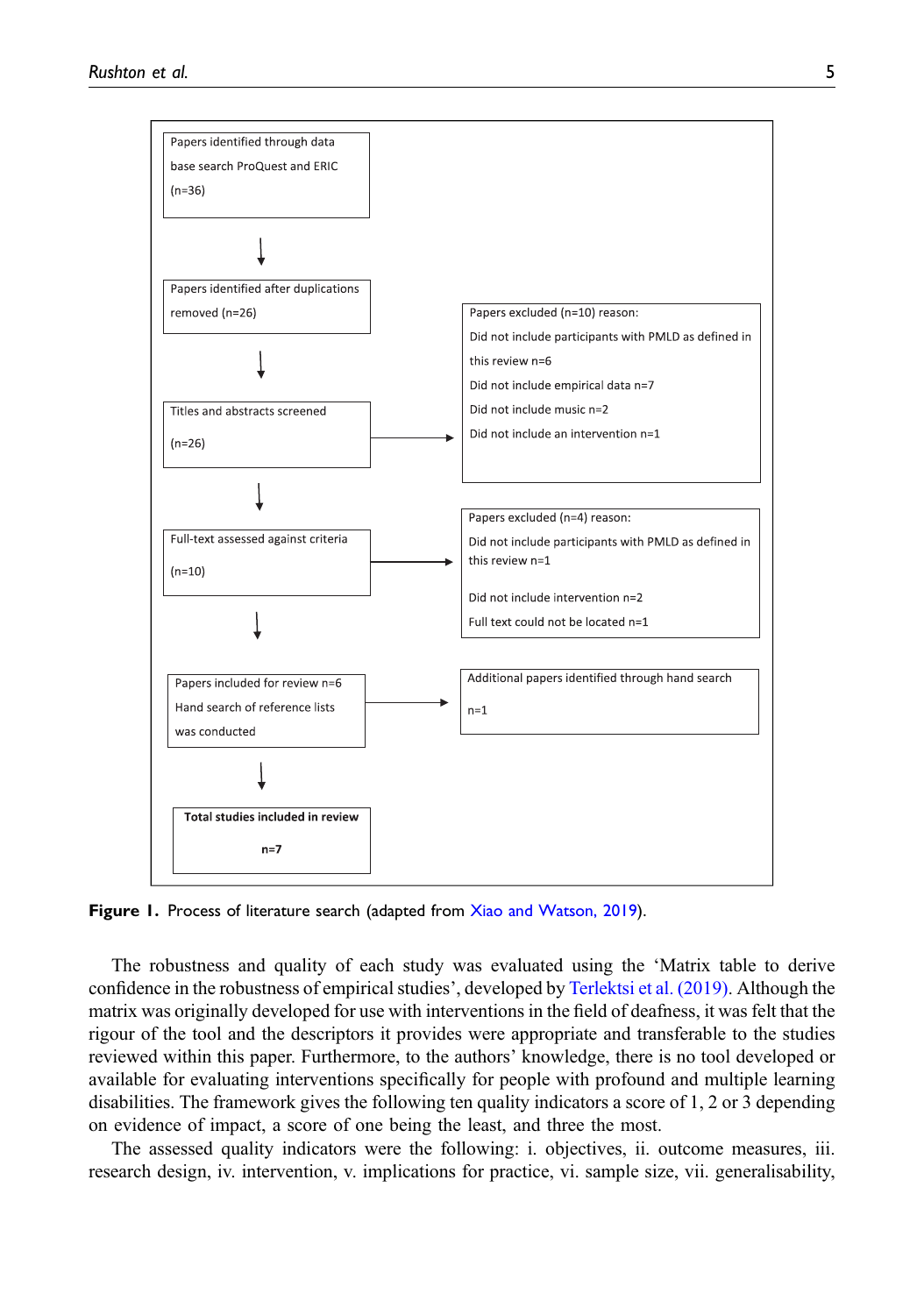Papers identified through data base search ProQuest and ERIC (n=36)

↓

Papers identified after duplications removed (n=26)

↓

Titles and abstracts screened (n=26) → Papers excluded (n=10) reason:
Did not include participants with PMLD as defined in this review n=6
Did not include empirical data n=7
Did not include music n=2
Did not include an intervention n=1

↓

Full-text assessed against criteria (n=10) → Papers excluded (n=4) reason:
Did not include participants with PMLD as defined in this review n=1
Did not include intervention n=2
Full text could not be located n=1

↓

Papers included for review n=6
Hand search of reference lists was conducted → Additional papers identified through hand search n=1

↓

**Total studies included in review**

**n=7**

**Figure 1.** Process of literature search (adapted from Xiao and Watson, 2019).

The robustness and quality of each study was evaluated using the 'Matrix table to derive confidence in the robustness of empirical studies', developed by Terlektsi et al. (2019). Although the matrix was originally developed for use with interventions in the field of deafness, it was felt that the rigour of the tool and the descriptors it provides were appropriate and transferable to the studies reviewed within this paper. Furthermore, to the authors' knowledge, there is no tool developed or available for evaluating interventions specifically for people with profound and multiple learning disabilities. The framework gives the following ten quality indicators a score of 1, 2 or 3 depending on evidence of impact, a score of one being the least, and three the most.

The assessed quality indicators were the following: i. objectives, ii. outcome measures, iii. research design, iv. intervention, v. implications for practice, vi. sample size, vii. generalisability,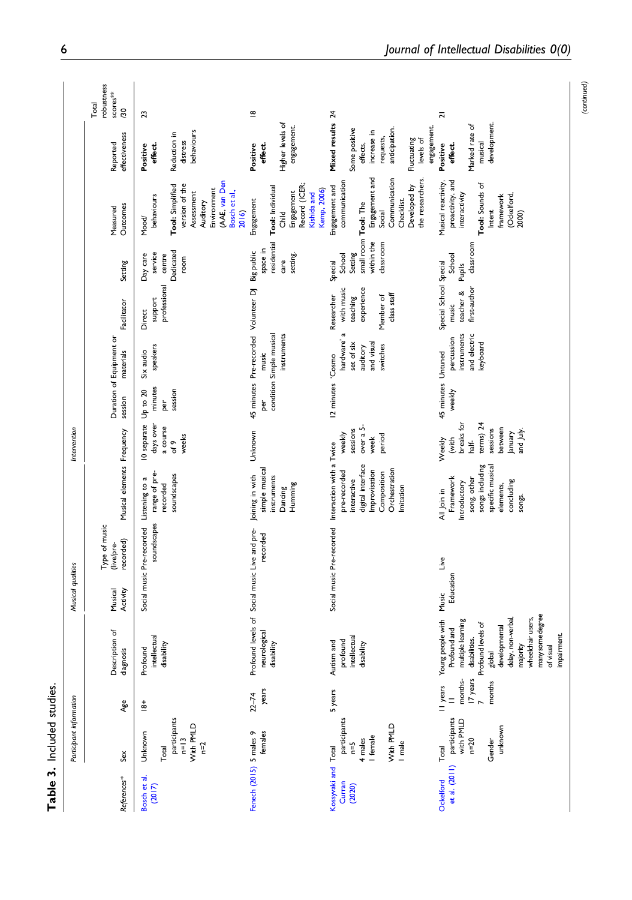**Table 3.** Included studies.

| | Participant information | | | Musical qualities | | Intervention | | | | | | | | | |
|---|---|---|---|---|---|---|---|---|---|---|---|---|---|---|---|
| References* | Sex | Age | Description of diagnosis | Musical Activity | Type of music (live/pre-recorded) | Musical elements | Frequency | Duration of session | Equipment or materials | Facilitator | Setting | Measured Outcomes | Reported effectiveness | Total robustness scores** /30 |
| Bosch et al. (2017) | Unknown<br><br>Total participants n=13<br>With PMLD n=2 | 18+ | Profound intellectual disability | Social music | Pre-recorded soundscapes | Listening to a range of pre-recorded soundscapes | 10 separate days over a course of 9 weeks | Up to 20 minutes per session | Six audio speakers | Direct support professional | Day care service centre<br>Dedicated room | Mood/behaviours<br><br>**Tool:** Simplified version of the Assessment Auditory Environment (AAE, van Den Bosch et al., 2016) | **Positive effect.**<br><br>Reduction in distress behaviours | 23 |
| Fenech (2015) | 5 males 9 females | 22–74 years | Profound levels of neurological disability | Social music | Live and pre-recorded | Joining in with simple musical instruments<br>Dancing<br>Humming | Unknown | 45 minutes per condition | Pre-recorded music<br>Simple musical instruments | Volunteer DJ | Big public space in residential care setting. | Engagement<br><br>**Tool:** Individual Child Engagement Record (ICER; Kishida and Kemp, 2006) | **Positive effect.**<br><br>Higher levels of engagement. | 18 |
| Kossyvaki and Curran (2020) | Total participants n=5<br>4 males<br>1 female<br><br>With PMLD<br>1 male | 5 years | Autism and profound intellectual disability | Social music | Pre-recorded | Interaction with a pre-recorded interactive digital interface<br>Improvisation<br>Composition<br>Orchestration<br>Imitation | Twice weekly sessions over a 5-week period | 12 minutes | 'Cosmo hardware' a set of six auditory and visual switches | Researcher with music teaching experience<br><br>Member of class staff | Special School Setting small room within the classroom | Engagement and communication<br><br>**Tool:** The Engagement and Social Communication Checklist. Developed by the researchers. | **Mixed results**<br><br>Some positive effects, increase in requests, anticipation.<br><br>Fluctuating levels of engagement. | 24 |
| Ockelford et al. (2011) | Total participants with PMLD n=20<br><br>Gender unknown | 11 years 11 months-17 years 7 months | Young people with Profound and multiple learning disabilities. Profound levels of global developmental delay, non-verbal, majority wheelchair users, many some degree of visual impairment. | Music Education | Live | All Join in Framework Introductory song, other songs including specific musical elements, concluding songs. | Weekly (with breaks for half-terms) 24 sessions between January and July. | 45 minutes weekly | Untuned percussion instruments and electric keyboard | Special School music teacher & first-author | Special School Pupils classroom | Musical reactivity, proactivity, and interactivity<br><br>**Tool:** Sounds of Intent framework (Ockelford, 2000) | **Positive effect.**<br><br>Marked rate of musical development. | 21 |

(continued)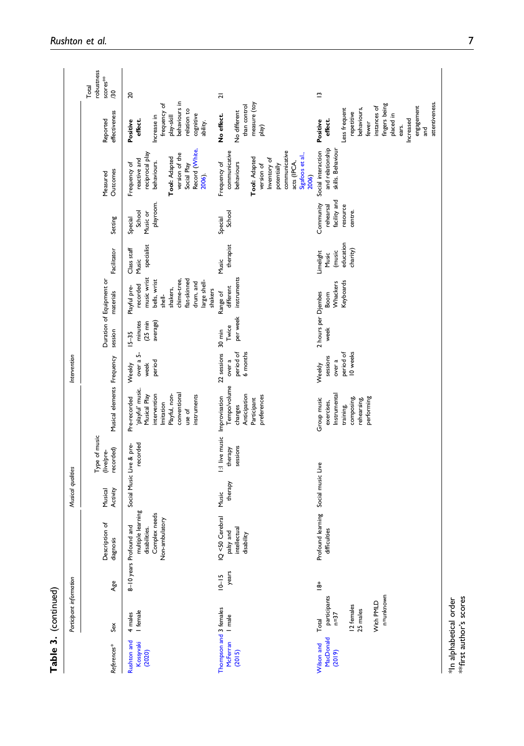**Table 3.** (continued)

| Participant information | | | | Musical qualities | | Intervention | | | | | | | | |
|---|---|---|---|---|---|---|---|---|---|---|---|---|---|---|
| References* | Sex | Age | Description of diagnosis | Musical Activity | Type of music (live/pre-recorded) | Musical elements | Frequency | Duration of session | Equipment or materials | Facilitator | Setting | Measured Outcomes | Reported effectiveness | Total robustness scores** /30 |
| Rushton and Kossyvaki (2020) | 4 males 1 female | 8–10 years | Profound and multiple learning disabilities. Complex needs Non-ambulatory | Social Music | Live & pre-recorded | Pre-recorded 'playful' music. Musical Play intervention Imitation Playful, non-conventional use of instruments | Weekly over a 5-week period | 15–35 minutes (25 min average) | Playful pre-recorded music wrist bells, wrist shell-shakers, chime-tree, flat-skinned drum, and large shell-shakers | Class staff Music specialist | Special School Music or playroom. | Frequency of reactive and reciprocal play behaviours. **Tool:** Adapted version of the Social Play Record (White, 2006). | **Positive effect.** Increase in frequency of play-skill behaviours in relation to cognitive ability. | 20 |
| Thompson and McFerran (2015) | 3 females 1 male | 10–15 years | IQ <50 Cerebral palsy and intellectual disability | Music therapy | 1:1 live music therapy sessions | Improvisation Tempo/volume changes Anticipation Participant preferences | 22 sessions over a period of 6 months | 30 min Twice per week | Range of different instruments | Music therapist | Special School | Frequency of communicative behaviours **Tool:** Adapted version of Inventory of potentially communicative acts (IPCA, Sigafoos et al., 2006) | **No effect.** No different than control measure (toy play) | 21 |
| Wilson and MacDonald (2019) | Total participants n=37 12 females 25 males With PMLD n=unknown | 18+ | Profound learning difficulties | Social music | Live | Group music exercises, Instrumental training, composing, rehearsing, performing | Weekly sessions over a period of 10 weeks | 2 hours per week | Djembes Boom Whackers Keyboards | Limelight Music (music education charity) | Community rehearsal facility and resource centre. | Social interaction and relationship skills. Behaviour | **Positive effect.** Less frequent repetitive behaviours, fewer instances of fingers being placed in ears. Increased engagement and attentiveness. | 13 |

*In alphabetical order
**first author's scores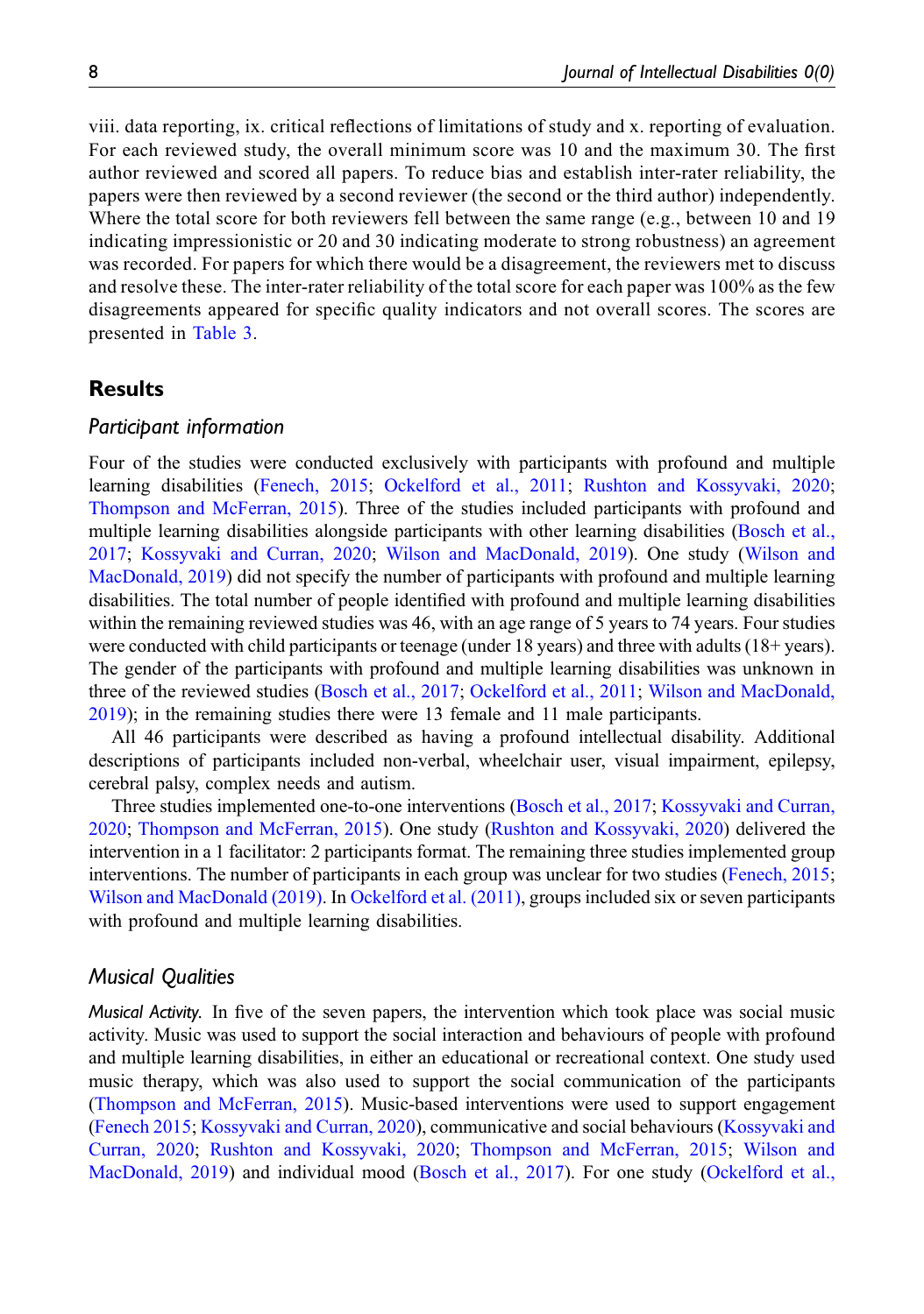viii. data reporting, ix. critical reflections of limitations of study and x. reporting of evaluation. For each reviewed study, the overall minimum score was 10 and the maximum 30. The first author reviewed and scored all papers. To reduce bias and establish inter-rater reliability, the papers were then reviewed by a second reviewer (the second or the third author) independently. Where the total score for both reviewers fell between the same range (e.g., between 10 and 19 indicating impressionistic or 20 and 30 indicating moderate to strong robustness) an agreement was recorded. For papers for which there would be a disagreement, the reviewers met to discuss and resolve these. The inter-rater reliability of the total score for each paper was 100% as the few disagreements appeared for specific quality indicators and not overall scores. The scores are presented in Table 3.

## Results

### Participant information

Four of the studies were conducted exclusively with participants with profound and multiple learning disabilities (Fenech, 2015; Ockelford et al., 2011; Rushton and Kossyvaki, 2020; Thompson and McFerran, 2015). Three of the studies included participants with profound and multiple learning disabilities alongside participants with other learning disabilities (Bosch et al., 2017; Kossyvaki and Curran, 2020; Wilson and MacDonald, 2019). One study (Wilson and MacDonald, 2019) did not specify the number of participants with profound and multiple learning disabilities. The total number of people identified with profound and multiple learning disabilities within the remaining reviewed studies was 46, with an age range of 5 years to 74 years. Four studies were conducted with child participants or teenage (under 18 years) and three with adults (18+ years). The gender of the participants with profound and multiple learning disabilities was unknown in three of the reviewed studies (Bosch et al., 2017; Ockelford et al., 2011; Wilson and MacDonald, 2019); in the remaining studies there were 13 female and 11 male participants.

All 46 participants were described as having a profound intellectual disability. Additional descriptions of participants included non-verbal, wheelchair user, visual impairment, epilepsy, cerebral palsy, complex needs and autism.

Three studies implemented one-to-one interventions (Bosch et al., 2017; Kossyvaki and Curran, 2020; Thompson and McFerran, 2015). One study (Rushton and Kossyvaki, 2020) delivered the intervention in a 1 facilitator: 2 participants format. The remaining three studies implemented group interventions. The number of participants in each group was unclear for two studies (Fenech, 2015; Wilson and MacDonald (2019). In Ockelford et al. (2011), groups included six or seven participants with profound and multiple learning disabilities.

### Musical Qualities

*Musical Activity.* In five of the seven papers, the intervention which took place was social music activity. Music was used to support the social interaction and behaviours of people with profound and multiple learning disabilities, in either an educational or recreational context. One study used music therapy, which was also used to support the social communication of the participants (Thompson and McFerran, 2015). Music-based interventions were used to support engagement (Fenech 2015; Kossyvaki and Curran, 2020), communicative and social behaviours (Kossyvaki and Curran, 2020; Rushton and Kossyvaki, 2020; Thompson and McFerran, 2015; Wilson and MacDonald, 2019) and individual mood (Bosch et al., 2017). For one study (Ockelford et al.,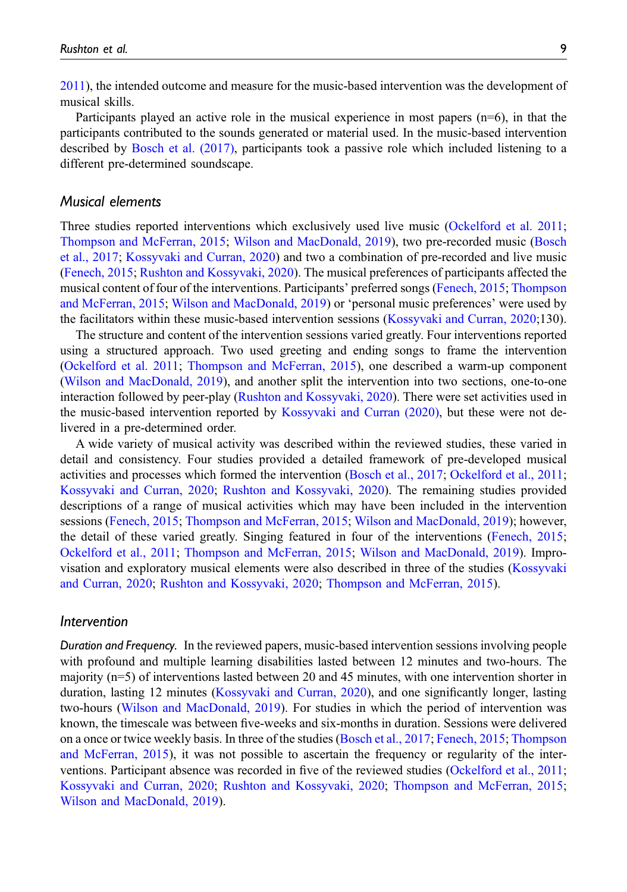2011), the intended outcome and measure for the music-based intervention was the development of musical skills.

Participants played an active role in the musical experience in most papers (n=6), in that the participants contributed to the sounds generated or material used. In the music-based intervention described by Bosch et al. (2017), participants took a passive role which included listening to a different pre-determined soundscape.

## Musical elements

Three studies reported interventions which exclusively used live music (Ockelford et al. 2011; Thompson and McFerran, 2015; Wilson and MacDonald, 2019), two pre-recorded music (Bosch et al., 2017; Kossyvaki and Curran, 2020) and two a combination of pre-recorded and live music (Fenech, 2015; Rushton and Kossyvaki, 2020). The musical preferences of participants affected the musical content of four of the interventions. Participants' preferred songs (Fenech, 2015; Thompson and McFerran, 2015; Wilson and MacDonald, 2019) or 'personal music preferences' were used by the facilitators within these music-based intervention sessions (Kossyvaki and Curran, 2020;130).

The structure and content of the intervention sessions varied greatly. Four interventions reported using a structured approach. Two used greeting and ending songs to frame the intervention (Ockelford et al. 2011; Thompson and McFerran, 2015), one described a warm-up component (Wilson and MacDonald, 2019), and another split the intervention into two sections, one-to-one interaction followed by peer-play (Rushton and Kossyvaki, 2020). There were set activities used in the music-based intervention reported by Kossyvaki and Curran (2020), but these were not delivered in a pre-determined order.

A wide variety of musical activity was described within the reviewed studies, these varied in detail and consistency. Four studies provided a detailed framework of pre-developed musical activities and processes which formed the intervention (Bosch et al., 2017; Ockelford et al., 2011; Kossyvaki and Curran, 2020; Rushton and Kossyvaki, 2020). The remaining studies provided descriptions of a range of musical activities which may have been included in the intervention sessions (Fenech, 2015; Thompson and McFerran, 2015; Wilson and MacDonald, 2019); however, the detail of these varied greatly. Singing featured in four of the interventions (Fenech, 2015; Ockelford et al., 2011; Thompson and McFerran, 2015; Wilson and MacDonald, 2019). Improvisation and exploratory musical elements were also described in three of the studies (Kossyvaki and Curran, 2020; Rushton and Kossyvaki, 2020; Thompson and McFerran, 2015).

## Intervention

*Duration and Frequency.* In the reviewed papers, music-based intervention sessions involving people with profound and multiple learning disabilities lasted between 12 minutes and two-hours. The majority (n=5) of interventions lasted between 20 and 45 minutes, with one intervention shorter in duration, lasting 12 minutes (Kossyvaki and Curran, 2020), and one significantly longer, lasting two-hours (Wilson and MacDonald, 2019). For studies in which the period of intervention was known, the timescale was between five-weeks and six-months in duration. Sessions were delivered on a once or twice weekly basis. In three of the studies (Bosch et al., 2017; Fenech, 2015; Thompson and McFerran, 2015), it was not possible to ascertain the frequency or regularity of the interventions. Participant absence was recorded in five of the reviewed studies (Ockelford et al., 2011; Kossyvaki and Curran, 2020; Rushton and Kossyvaki, 2020; Thompson and McFerran, 2015; Wilson and MacDonald, 2019).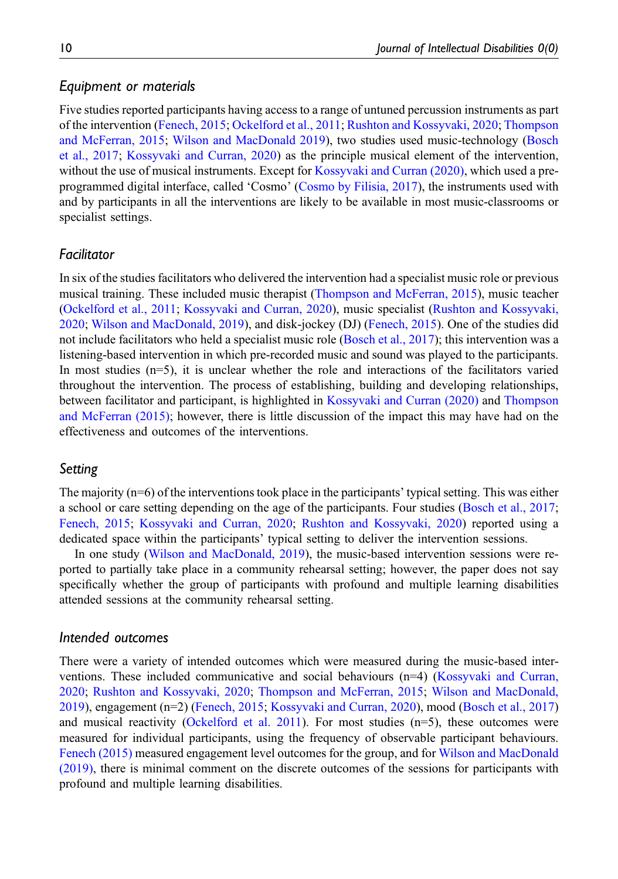### *Equipment or materials*

Five studies reported participants having access to a range of untuned percussion instruments as part of the intervention (Fenech, 2015; Ockelford et al., 2011; Rushton and Kossyvaki, 2020; Thompson and McFerran, 2015; Wilson and MacDonald 2019), two studies used music-technology (Bosch et al., 2017; Kossyvaki and Curran, 2020) as the principle musical element of the intervention, without the use of musical instruments. Except for Kossyvaki and Curran (2020), which used a pre-programmed digital interface, called 'Cosmo' (Cosmo by Filisia, 2017), the instruments used with and by participants in all the interventions are likely to be available in most music-classrooms or specialist settings.

### *Facilitator*

In six of the studies facilitators who delivered the intervention had a specialist music role or previous musical training. These included music therapist (Thompson and McFerran, 2015), music teacher (Ockelford et al., 2011; Kossyvaki and Curran, 2020), music specialist (Rushton and Kossyvaki, 2020; Wilson and MacDonald, 2019), and disk-jockey (DJ) (Fenech, 2015). One of the studies did not include facilitators who held a specialist music role (Bosch et al., 2017); this intervention was a listening-based intervention in which pre-recorded music and sound was played to the participants. In most studies (n=5), it is unclear whether the role and interactions of the facilitators varied throughout the intervention. The process of establishing, building and developing relationships, between facilitator and participant, is highlighted in Kossyvaki and Curran (2020) and Thompson and McFerran (2015); however, there is little discussion of the impact this may have had on the effectiveness and outcomes of the interventions.

### *Setting*

The majority (n=6) of the interventions took place in the participants' typical setting. This was either a school or care setting depending on the age of the participants. Four studies (Bosch et al., 2017; Fenech, 2015; Kossyvaki and Curran, 2020; Rushton and Kossyvaki, 2020) reported using a dedicated space within the participants' typical setting to deliver the intervention sessions.

In one study (Wilson and MacDonald, 2019), the music-based intervention sessions were reported to partially take place in a community rehearsal setting; however, the paper does not say specifically whether the group of participants with profound and multiple learning disabilities attended sessions at the community rehearsal setting.

### *Intended outcomes*

There were a variety of intended outcomes which were measured during the music-based interventions. These included communicative and social behaviours (n=4) (Kossyvaki and Curran, 2020; Rushton and Kossyvaki, 2020; Thompson and McFerran, 2015; Wilson and MacDonald, 2019), engagement (n=2) (Fenech, 2015; Kossyvaki and Curran, 2020), mood (Bosch et al., 2017) and musical reactivity (Ockelford et al. 2011). For most studies (n=5), these outcomes were measured for individual participants, using the frequency of observable participant behaviours. Fenech (2015) measured engagement level outcomes for the group, and for Wilson and MacDonald (2019), there is minimal comment on the discrete outcomes of the sessions for participants with profound and multiple learning disabilities.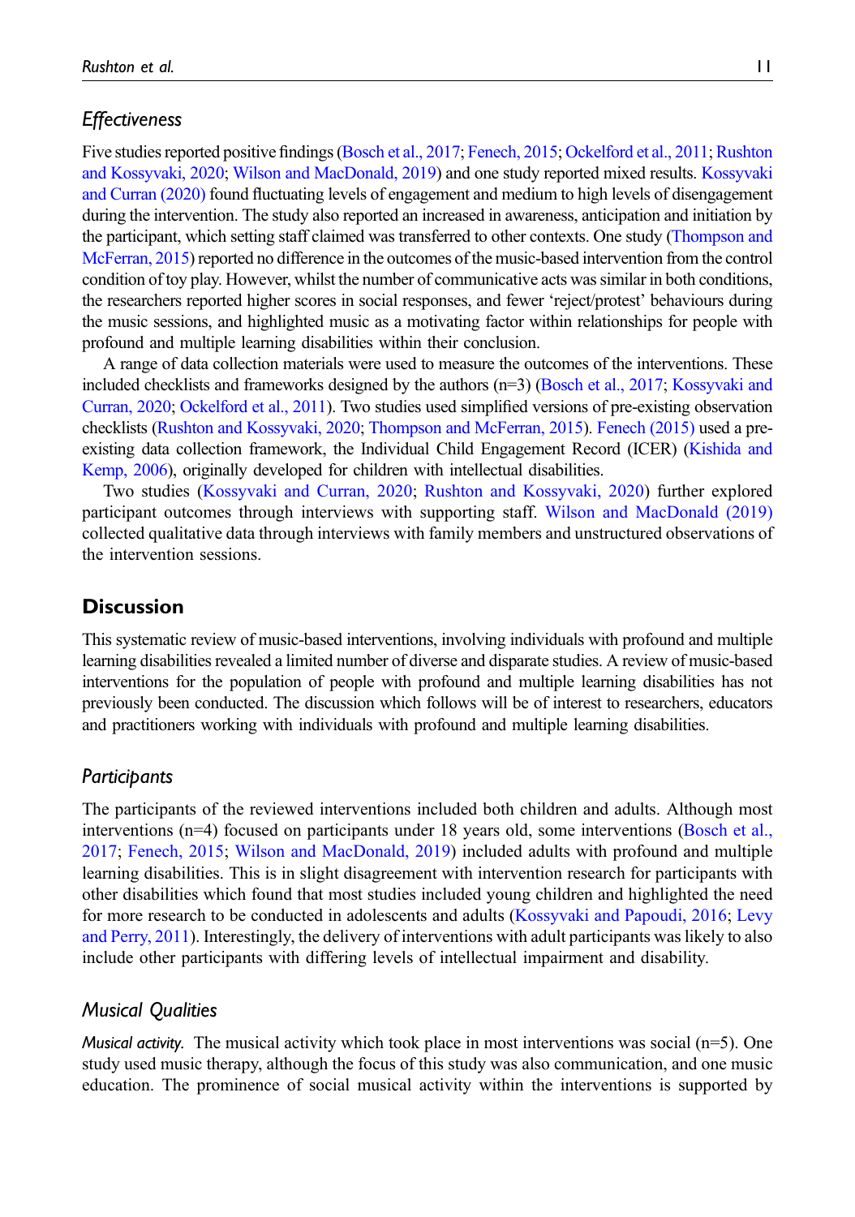### *Effectiveness*

Five studies reported positive findings (Bosch et al., 2017; Fenech, 2015; Ockelford et al., 2011; Rushton and Kossyvaki, 2020; Wilson and MacDonald, 2019) and one study reported mixed results. Kossyvaki and Curran (2020) found fluctuating levels of engagement and medium to high levels of disengagement during the intervention. The study also reported an increased in awareness, anticipation and initiation by the participant, which setting staff claimed was transferred to other contexts. One study (Thompson and McFerran, 2015) reported no difference in the outcomes of the music-based intervention from the control condition of toy play. However, whilst the number of communicative acts was similar in both conditions, the researchers reported higher scores in social responses, and fewer 'reject/protest' behaviours during the music sessions, and highlighted music as a motivating factor within relationships for people with profound and multiple learning disabilities within their conclusion.

A range of data collection materials were used to measure the outcomes of the interventions. These included checklists and frameworks designed by the authors (n=3) (Bosch et al., 2017; Kossyvaki and Curran, 2020; Ockelford et al., 2011). Two studies used simplified versions of pre-existing observation checklists (Rushton and Kossyvaki, 2020; Thompson and McFerran, 2015). Fenech (2015) used a pre-existing data collection framework, the Individual Child Engagement Record (ICER) (Kishida and Kemp, 2006), originally developed for children with intellectual disabilities.

Two studies (Kossyvaki and Curran, 2020; Rushton and Kossyvaki, 2020) further explored participant outcomes through interviews with supporting staff. Wilson and MacDonald (2019) collected qualitative data through interviews with family members and unstructured observations of the intervention sessions.

## Discussion

This systematic review of music-based interventions, involving individuals with profound and multiple learning disabilities revealed a limited number of diverse and disparate studies. A review of music-based interventions for the population of people with profound and multiple learning disabilities has not previously been conducted. The discussion which follows will be of interest to researchers, educators and practitioners working with individuals with profound and multiple learning disabilities.

### *Participants*

The participants of the reviewed interventions included both children and adults. Although most interventions (n=4) focused on participants under 18 years old, some interventions (Bosch et al., 2017; Fenech, 2015; Wilson and MacDonald, 2019) included adults with profound and multiple learning disabilities. This is in slight disagreement with intervention research for participants with other disabilities which found that most studies included young children and highlighted the need for more research to be conducted in adolescents and adults (Kossyvaki and Papoudi, 2016; Levy and Perry, 2011). Interestingly, the delivery of interventions with adult participants was likely to also include other participants with differing levels of intellectual impairment and disability.

### *Musical Qualities*

*Musical activity.* The musical activity which took place in most interventions was social (n=5). One study used music therapy, although the focus of this study was also communication, and one music education. The prominence of social musical activity within the interventions is supported by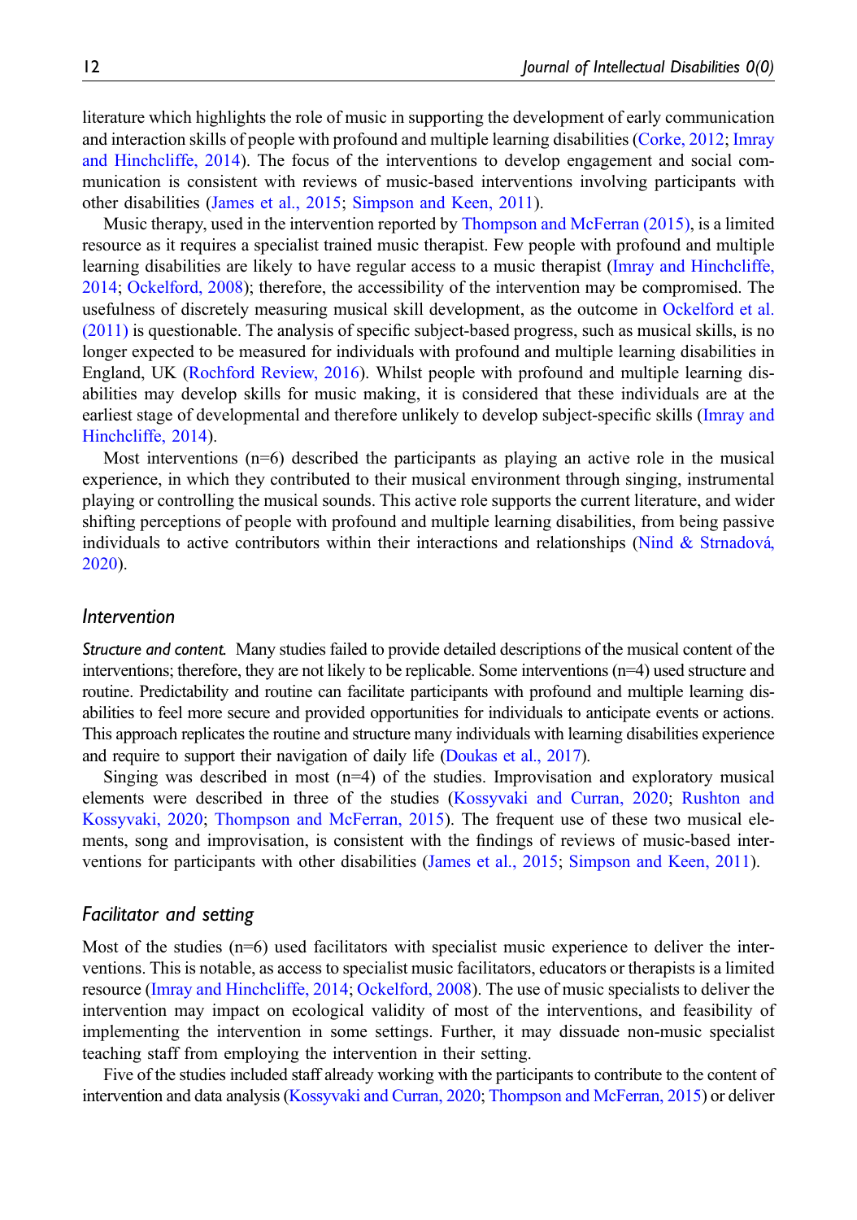literature which highlights the role of music in supporting the development of early communication and interaction skills of people with profound and multiple learning disabilities (Corke, 2012; Imray and Hinchcliffe, 2014). The focus of the interventions to develop engagement and social communication is consistent with reviews of music-based interventions involving participants with other disabilities (James et al., 2015; Simpson and Keen, 2011).

Music therapy, used in the intervention reported by Thompson and McFerran (2015), is a limited resource as it requires a specialist trained music therapist. Few people with profound and multiple learning disabilities are likely to have regular access to a music therapist (Imray and Hinchcliffe, 2014; Ockelford, 2008); therefore, the accessibility of the intervention may be compromised. The usefulness of discretely measuring musical skill development, as the outcome in Ockelford et al. (2011) is questionable. The analysis of specific subject-based progress, such as musical skills, is no longer expected to be measured for individuals with profound and multiple learning disabilities in England, UK (Rochford Review, 2016). Whilst people with profound and multiple learning disabilities may develop skills for music making, it is considered that these individuals are at the earliest stage of developmental and therefore unlikely to develop subject-specific skills (Imray and Hinchcliffe, 2014).

Most interventions (n=6) described the participants as playing an active role in the musical experience, in which they contributed to their musical environment through singing, instrumental playing or controlling the musical sounds. This active role supports the current literature, and wider shifting perceptions of people with profound and multiple learning disabilities, from being passive individuals to active contributors within their interactions and relationships (Nind & Strnadová, 2020).

## *Intervention*

*Structure and content.* Many studies failed to provide detailed descriptions of the musical content of the interventions; therefore, they are not likely to be replicable. Some interventions (n=4) used structure and routine. Predictability and routine can facilitate participants with profound and multiple learning disabilities to feel more secure and provided opportunities for individuals to anticipate events or actions. This approach replicates the routine and structure many individuals with learning disabilities experience and require to support their navigation of daily life (Doukas et al., 2017).

Singing was described in most (n=4) of the studies. Improvisation and exploratory musical elements were described in three of the studies (Kossyvaki and Curran, 2020; Rushton and Kossyvaki, 2020; Thompson and McFerran, 2015). The frequent use of these two musical elements, song and improvisation, is consistent with the findings of reviews of music-based interventions for participants with other disabilities (James et al., 2015; Simpson and Keen, 2011).

## *Facilitator and setting*

Most of the studies (n=6) used facilitators with specialist music experience to deliver the interventions. This is notable, as access to specialist music facilitators, educators or therapists is a limited resource (Imray and Hinchcliffe, 2014; Ockelford, 2008). The use of music specialists to deliver the intervention may impact on ecological validity of most of the interventions, and feasibility of implementing the intervention in some settings. Further, it may dissuade non-music specialist teaching staff from employing the intervention in their setting.

Five of the studies included staff already working with the participants to contribute to the content of intervention and data analysis (Kossyvaki and Curran, 2020; Thompson and McFerran, 2015) or deliver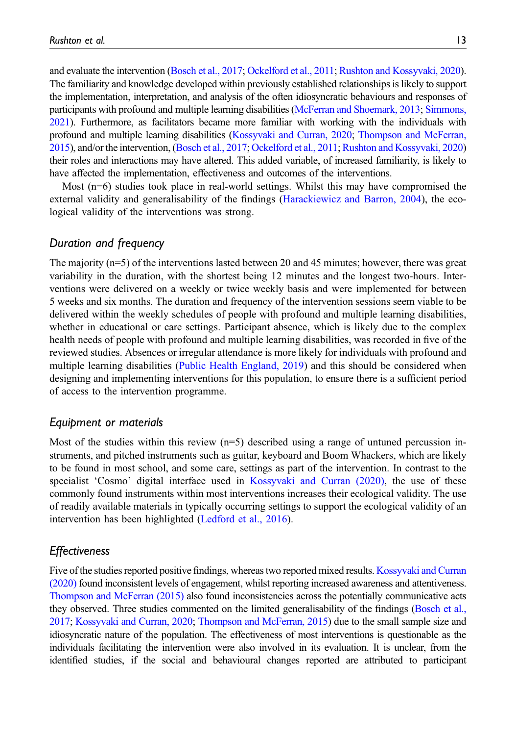and evaluate the intervention (Bosch et al., 2017; Ockelford et al., 2011; Rushton and Kossyvaki, 2020). The familiarity and knowledge developed within previously established relationships is likely to support the implementation, interpretation, and analysis of the often idiosyncratic behaviours and responses of participants with profound and multiple learning disabilities (McFerran and Shoemark, 2013; Simmons, 2021). Furthermore, as facilitators became more familiar with working with the individuals with profound and multiple learning disabilities (Kossyvaki and Curran, 2020; Thompson and McFerran, 2015), and/or the intervention, (Bosch et al., 2017; Ockelford et al., 2011; Rushton and Kossyvaki, 2020) their roles and interactions may have altered. This added variable, of increased familiarity, is likely to have affected the implementation, effectiveness and outcomes of the interventions.

Most (n=6) studies took place in real-world settings. Whilst this may have compromised the external validity and generalisability of the findings (Harackiewicz and Barron, 2004), the ecological validity of the interventions was strong.

### *Duration and frequency*

The majority (n=5) of the interventions lasted between 20 and 45 minutes; however, there was great variability in the duration, with the shortest being 12 minutes and the longest two-hours. Interventions were delivered on a weekly or twice weekly basis and were implemented for between 5 weeks and six months. The duration and frequency of the intervention sessions seem viable to be delivered within the weekly schedules of people with profound and multiple learning disabilities, whether in educational or care settings. Participant absence, which is likely due to the complex health needs of people with profound and multiple learning disabilities, was recorded in five of the reviewed studies. Absences or irregular attendance is more likely for individuals with profound and multiple learning disabilities (Public Health England, 2019) and this should be considered when designing and implementing interventions for this population, to ensure there is a sufficient period of access to the intervention programme.

### *Equipment or materials*

Most of the studies within this review (n=5) described using a range of untuned percussion instruments, and pitched instruments such as guitar, keyboard and Boom Whackers, which are likely to be found in most school, and some care, settings as part of the intervention. In contrast to the specialist 'Cosmo' digital interface used in Kossyvaki and Curran (2020), the use of these commonly found instruments within most interventions increases their ecological validity. The use of readily available materials in typically occurring settings to support the ecological validity of an intervention has been highlighted (Ledford et al., 2016).

### *Effectiveness*

Five of the studies reported positive findings, whereas two reported mixed results. Kossyvaki and Curran (2020) found inconsistent levels of engagement, whilst reporting increased awareness and attentiveness. Thompson and McFerran (2015) also found inconsistencies across the potentially communicative acts they observed. Three studies commented on the limited generalisability of the findings (Bosch et al., 2017; Kossyvaki and Curran, 2020; Thompson and McFerran, 2015) due to the small sample size and idiosyncratic nature of the population. The effectiveness of most interventions is questionable as the individuals facilitating the intervention were also involved in its evaluation. It is unclear, from the identified studies, if the social and behavioural changes reported are attributed to participant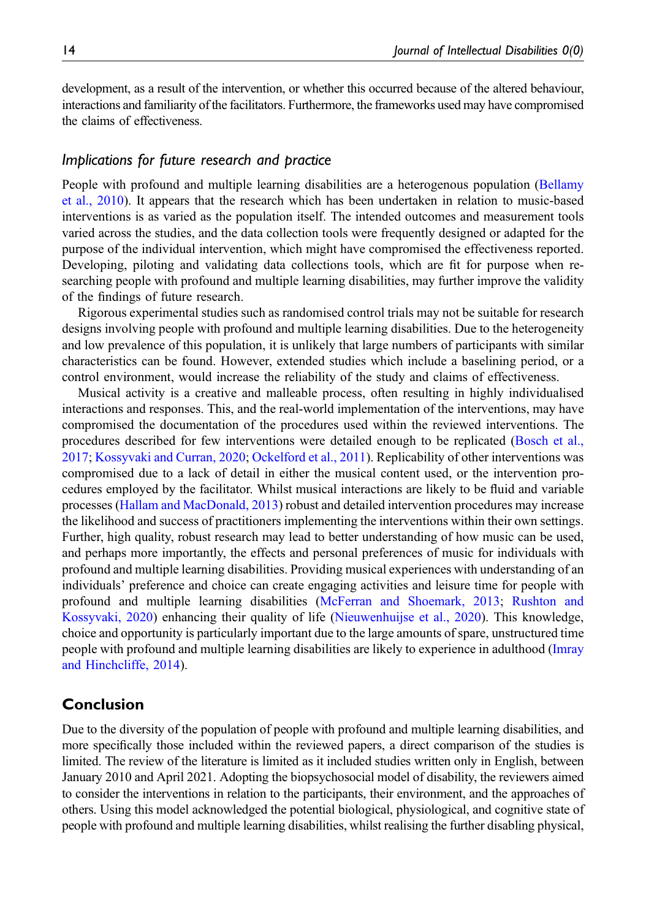development, as a result of the intervention, or whether this occurred because of the altered behaviour, interactions and familiarity of the facilitators. Furthermore, the frameworks used may have compromised the claims of effectiveness.

### *Implications for future research and practice*

People with profound and multiple learning disabilities are a heterogenous population (Bellamy et al., 2010). It appears that the research which has been undertaken in relation to music-based interventions is as varied as the population itself. The intended outcomes and measurement tools varied across the studies, and the data collection tools were frequently designed or adapted for the purpose of the individual intervention, which might have compromised the effectiveness reported. Developing, piloting and validating data collections tools, which are fit for purpose when researching people with profound and multiple learning disabilities, may further improve the validity of the findings of future research.

Rigorous experimental studies such as randomised control trials may not be suitable for research designs involving people with profound and multiple learning disabilities. Due to the heterogeneity and low prevalence of this population, it is unlikely that large numbers of participants with similar characteristics can be found. However, extended studies which include a baselining period, or a control environment, would increase the reliability of the study and claims of effectiveness.

Musical activity is a creative and malleable process, often resulting in highly individualised interactions and responses. This, and the real-world implementation of the interventions, may have compromised the documentation of the procedures used within the reviewed interventions. The procedures described for few interventions were detailed enough to be replicated (Bosch et al., 2017; Kossyvaki and Curran, 2020; Ockelford et al., 2011). Replicability of other interventions was compromised due to a lack of detail in either the musical content used, or the intervention procedures employed by the facilitator. Whilst musical interactions are likely to be fluid and variable processes (Hallam and MacDonald, 2013) robust and detailed intervention procedures may increase the likelihood and success of practitioners implementing the interventions within their own settings. Further, high quality, robust research may lead to better understanding of how music can be used, and perhaps more importantly, the effects and personal preferences of music for individuals with profound and multiple learning disabilities. Providing musical experiences with understanding of an individuals' preference and choice can create engaging activities and leisure time for people with profound and multiple learning disabilities (McFerran and Shoemark, 2013; Rushton and Kossyvaki, 2020) enhancing their quality of life (Nieuwenhuijse et al., 2020). This knowledge, choice and opportunity is particularly important due to the large amounts of spare, unstructured time people with profound and multiple learning disabilities are likely to experience in adulthood (Imray and Hinchcliffe, 2014).

## Conclusion

Due to the diversity of the population of people with profound and multiple learning disabilities, and more specifically those included within the reviewed papers, a direct comparison of the studies is limited. The review of the literature is limited as it included studies written only in English, between January 2010 and April 2021. Adopting the biopsychosocial model of disability, the reviewers aimed to consider the interventions in relation to the participants, their environment, and the approaches of others. Using this model acknowledged the potential biological, physiological, and cognitive state of people with profound and multiple learning disabilities, whilst realising the further disabling physical,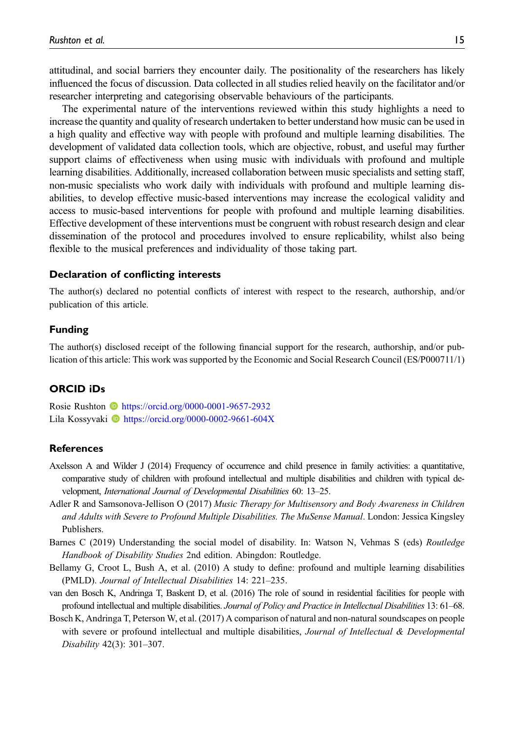attitudinal, and social barriers they encounter daily. The positionality of the researchers has likely influenced the focus of discussion. Data collected in all studies relied heavily on the facilitator and/or researcher interpreting and categorising observable behaviours of the participants.

The experimental nature of the interventions reviewed within this study highlights a need to increase the quantity and quality of research undertaken to better understand how music can be used in a high quality and effective way with people with profound and multiple learning disabilities. The development of validated data collection tools, which are objective, robust, and useful may further support claims of effectiveness when using music with individuals with profound and multiple learning disabilities. Additionally, increased collaboration between music specialists and setting staff, non-music specialists who work daily with individuals with profound and multiple learning disabilities, to develop effective music-based interventions may increase the ecological validity and access to music-based interventions for people with profound and multiple learning disabilities. Effective development of these interventions must be congruent with robust research design and clear dissemination of the protocol and procedures involved to ensure replicability, whilst also being flexible to the musical preferences and individuality of those taking part.

## Declaration of conflicting interests

The author(s) declared no potential conflicts of interest with respect to the research, authorship, and/or publication of this article.

## Funding

The author(s) disclosed receipt of the following financial support for the research, authorship, and/or publication of this article: This work was supported by the Economic and Social Research Council (ES/P000711/1)

## ORCID iDs

Rosie Rushton https://orcid.org/0000-0001-9657-2932
Lila Kossyvaki https://orcid.org/0000-0002-9661-604X

## References

Axelsson A and Wilder J (2014) Frequency of occurrence and child presence in family activities: a quantitative, comparative study of children with profound intellectual and multiple disabilities and children with typical development, *International Journal of Developmental Disabilities* 60: 13–25.

Adler R and Samsonova-Jellison O (2017) *Music Therapy for Multisensory and Body Awareness in Children and Adults with Severe to Profound Multiple Disabilities. The MuSense Manual*. London: Jessica Kingsley Publishers.

Barnes C (2019) Understanding the social model of disability. In: Watson N, Vehmas S (eds) *Routledge Handbook of Disability Studies* 2nd edition. Abingdon: Routledge.

Bellamy G, Croot L, Bush A, et al. (2010) A study to define: profound and multiple learning disabilities (PMLD). *Journal of Intellectual Disabilities* 14: 221–235.

van den Bosch K, Andringa T, Baskent D, et al. (2016) The role of sound in residential facilities for people with profound intellectual and multiple disabilities. *Journal of Policy and Practice in Intellectual Disabilities* 13: 61–68.

Bosch K, Andringa T, Peterson W, et al. (2017) A comparison of natural and non-natural soundscapes on people with severe or profound intellectual and multiple disabilities, *Journal of Intellectual & Developmental Disability* 42(3): 301–307.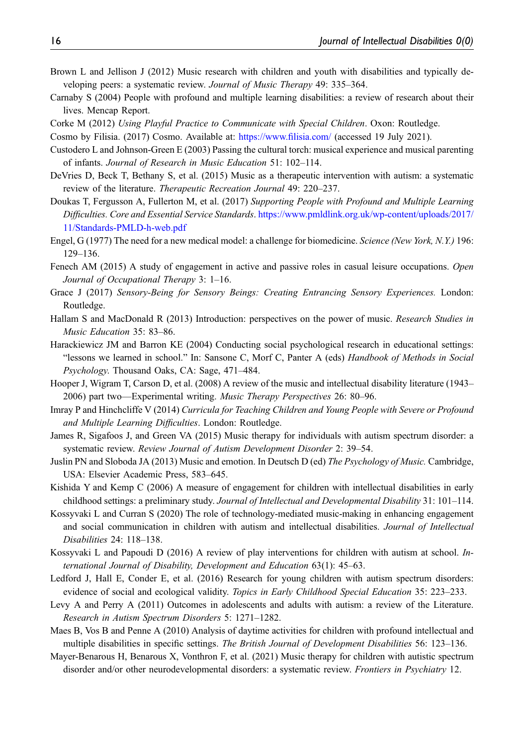Brown L and Jellison J (2012) Music research with children and youth with disabilities and typically developing peers: a systematic review. *Journal of Music Therapy* 49: 335–364.

Carnaby S (2004) People with profound and multiple learning disabilities: a review of research about their lives. Mencap Report.

Corke M (2012) *Using Playful Practice to Communicate with Special Children*. Oxon: Routledge.

Cosmo by Filisia. (2017) Cosmo. Available at: https://www.filisia.com/ (accessed 19 July 2021).

Custodero L and Johnson-Green E (2003) Passing the cultural torch: musical experience and musical parenting of infants. *Journal of Research in Music Education* 51: 102–114.

DeVries D, Beck T, Bethany S, et al. (2015) Music as a therapeutic intervention with autism: a systematic review of the literature. *Therapeutic Recreation Journal* 49: 220–237.

Doukas T, Fergusson A, Fullerton M, et al. (2017) *Supporting People with Profound and Multiple Learning Difficulties. Core and Essential Service Standards*. https://www.pmldlink.org.uk/wp-content/uploads/2017/11/Standards-PMLD-h-web.pdf

Engel, G (1977) The need for a new medical model: a challenge for biomedicine. *Science (New York, N.Y.)* 196: 129–136.

Fenech AM (2015) A study of engagement in active and passive roles in casual leisure occupations. *Open Journal of Occupational Therapy* 3: 1–16.

Grace J (2017) *Sensory-Being for Sensory Beings: Creating Entrancing Sensory Experiences.* London: Routledge.

Hallam S and MacDonald R (2013) Introduction: perspectives on the power of music. *Research Studies in Music Education* 35: 83–86.

Harackiewicz JM and Barron KE (2004) Conducting social psychological research in educational settings: "lessons we learned in school." In: Sansone C, Morf C, Panter A (eds) *Handbook of Methods in Social Psychology.* Thousand Oaks, CA: Sage, 471–484.

Hooper J, Wigram T, Carson D, et al. (2008) A review of the music and intellectual disability literature (1943–2006) part two—Experimental writing. *Music Therapy Perspectives* 26: 80–96.

Imray P and Hinchcliffe V (2014) *Curricula for Teaching Children and Young People with Severe or Profound and Multiple Learning Difficulties*. London: Routledge.

James R, Sigafoos J, and Green VA (2015) Music therapy for individuals with autism spectrum disorder: a systematic review. *Review Journal of Autism Development Disorder* 2: 39–54.

Juslin PN and Sloboda JA (2013) Music and emotion. In Deutsch D (ed) *The Psychology of Music.* Cambridge, USA: Elsevier Academic Press, 583–645.

Kishida Y and Kemp C (2006) A measure of engagement for children with intellectual disabilities in early childhood settings: a preliminary study. *Journal of Intellectual and Developmental Disability* 31: 101–114.

Kossyvaki L and Curran S (2020) The role of technology-mediated music-making in enhancing engagement and social communication in children with autism and intellectual disabilities. *Journal of Intellectual Disabilities* 24: 118–138.

Kossyvaki L and Papoudi D (2016) A review of play interventions for children with autism at school. *International Journal of Disability, Development and Education* 63(1): 45–63.

Ledford J, Hall E, Conder E, et al. (2016) Research for young children with autism spectrum disorders: evidence of social and ecological validity. *Topics in Early Childhood Special Education* 35: 223–233.

Levy A and Perry A (2011) Outcomes in adolescents and adults with autism: a review of the Literature. *Research in Autism Spectrum Disorders* 5: 1271–1282.

Maes B, Vos B and Penne A (2010) Analysis of daytime activities for children with profound intellectual and multiple disabilities in specific settings. *The British Journal of Development Disabilities* 56: 123–136.

Mayer-Benarous H, Benarous X, Vonthron F, et al. (2021) Music therapy for children with autistic spectrum disorder and/or other neurodevelopmental disorders: a systematic review. *Frontiers in Psychiatry* 12.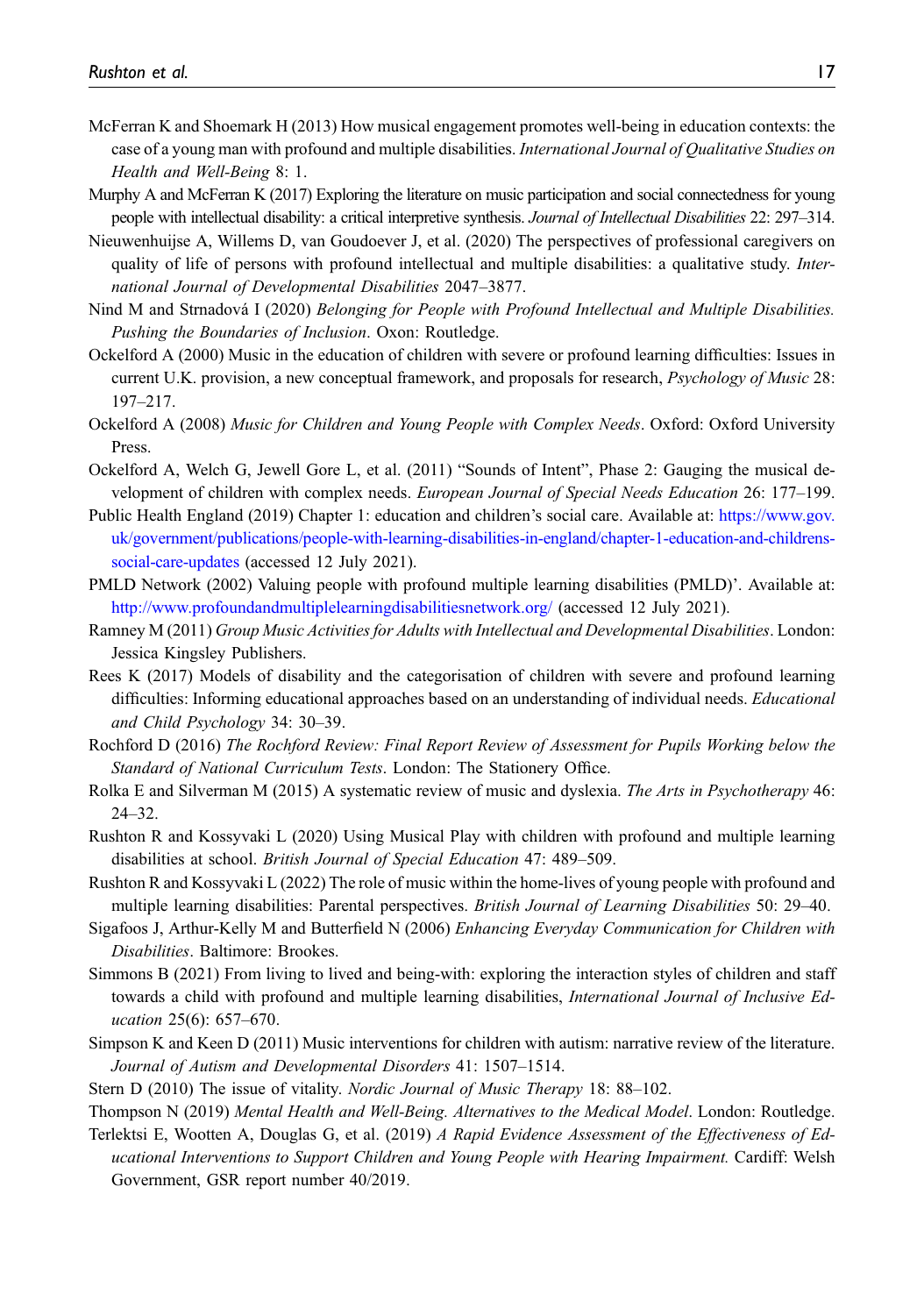McFerran K and Shoemark H (2013) How musical engagement promotes well-being in education contexts: the case of a young man with profound and multiple disabilities. *International Journal of Qualitative Studies on Health and Well-Being* 8: 1.

Murphy A and McFerran K (2017) Exploring the literature on music participation and social connectedness for young people with intellectual disability: a critical interpretive synthesis. *Journal of Intellectual Disabilities* 22: 297–314.

Nieuwenhuijse A, Willems D, van Goudoever J, et al. (2020) The perspectives of professional caregivers on quality of life of persons with profound intellectual and multiple disabilities: a qualitative study. *International Journal of Developmental Disabilities* 2047–3877.

Nind M and Strnadová I (2020) *Belonging for People with Profound Intellectual and Multiple Disabilities. Pushing the Boundaries of Inclusion*. Oxon: Routledge.

Ockelford A (2000) Music in the education of children with severe or profound learning difficulties: Issues in current U.K. provision, a new conceptual framework, and proposals for research, *Psychology of Music* 28: 197–217.

Ockelford A (2008) *Music for Children and Young People with Complex Needs*. Oxford: Oxford University Press.

Ockelford A, Welch G, Jewell Gore L, et al. (2011) "Sounds of Intent", Phase 2: Gauging the musical development of children with complex needs. *European Journal of Special Needs Education* 26: 177–199.

Public Health England (2019) Chapter 1: education and children's social care. Available at: https://www.gov.uk/government/publications/people-with-learning-disabilities-in-england/chapter-1-education-and-childrens-social-care-updates (accessed 12 July 2021).

PMLD Network (2002) Valuing people with profound multiple learning disabilities (PMLD)'. Available at: http://www.profoundandmultiplelearningdisabilitiesnetwork.org/ (accessed 12 July 2021).

Ramney M (2011) *Group Music Activities for Adults with Intellectual and Developmental Disabilities*. London: Jessica Kingsley Publishers.

Rees K (2017) Models of disability and the categorisation of children with severe and profound learning difficulties: Informing educational approaches based on an understanding of individual needs. *Educational and Child Psychology* 34: 30–39.

Rochford D (2016) *The Rochford Review: Final Report Review of Assessment for Pupils Working below the Standard of National Curriculum Tests*. London: The Stationery Office.

Rolka E and Silverman M (2015) A systematic review of music and dyslexia. *The Arts in Psychotherapy* 46: 24–32.

Rushton R and Kossyvaki L (2020) Using Musical Play with children with profound and multiple learning disabilities at school. *British Journal of Special Education* 47: 489–509.

Rushton R and Kossyvaki L (2022) The role of music within the home-lives of young people with profound and multiple learning disabilities: Parental perspectives. *British Journal of Learning Disabilities* 50: 29–40.

Sigafoos J, Arthur-Kelly M and Butterfield N (2006) *Enhancing Everyday Communication for Children with Disabilities*. Baltimore: Brookes.

Simmons B (2021) From living to lived and being-with: exploring the interaction styles of children and staff towards a child with profound and multiple learning disabilities, *International Journal of Inclusive Education* 25(6): 657–670.

Simpson K and Keen D (2011) Music interventions for children with autism: narrative review of the literature. *Journal of Autism and Developmental Disorders* 41: 1507–1514.

Stern D (2010) The issue of vitality. *Nordic Journal of Music Therapy* 18: 88–102.

Thompson N (2019) *Mental Health and Well-Being. Alternatives to the Medical Model*. London: Routledge.

Terlektsi E, Wootten A, Douglas G, et al. (2019) *A Rapid Evidence Assessment of the Effectiveness of Educational Interventions to Support Children and Young People with Hearing Impairment.* Cardiff: Welsh Government, GSR report number 40/2019.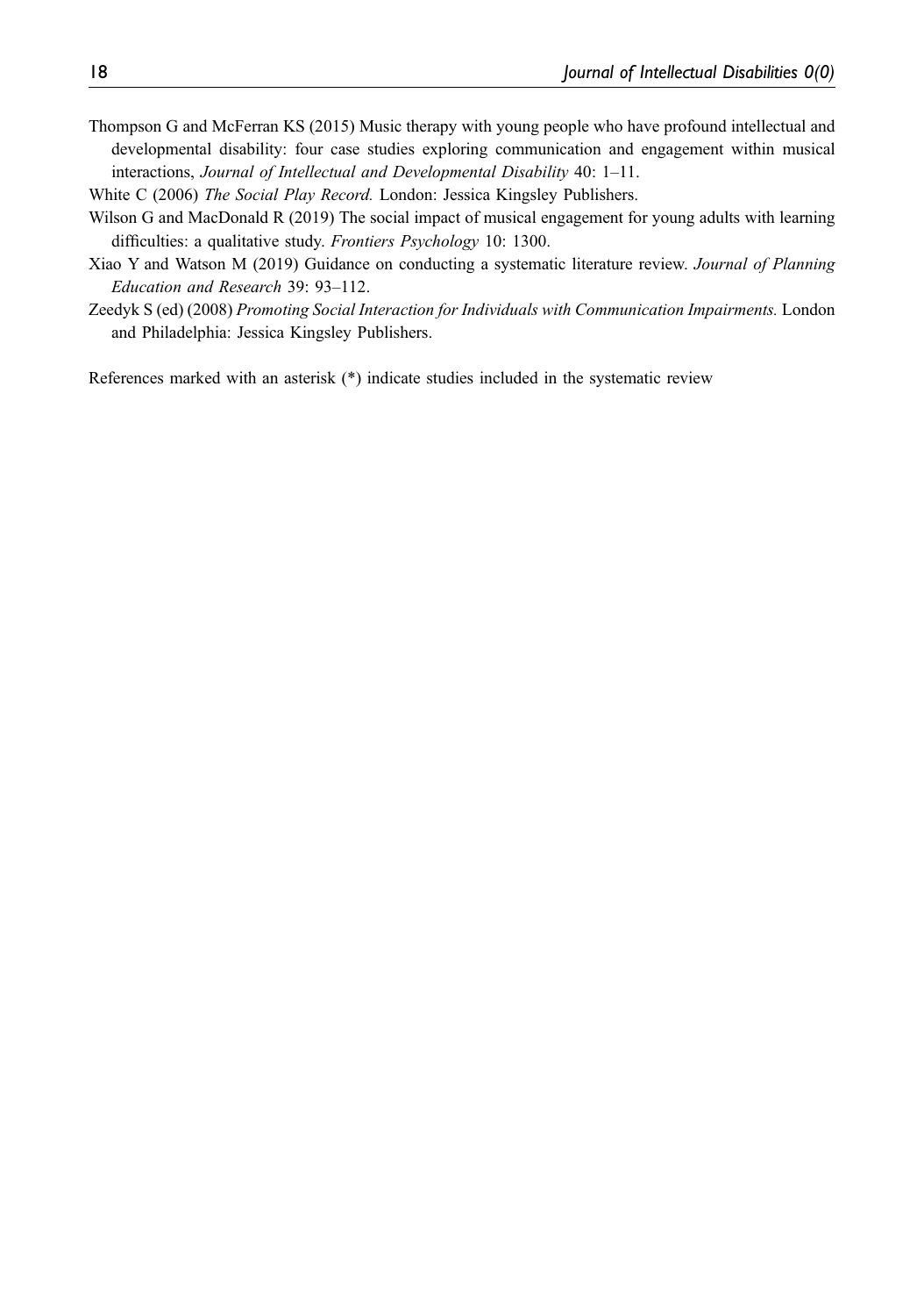Thompson G and McFerran KS (2015) Music therapy with young people who have profound intellectual and developmental disability: four case studies exploring communication and engagement within musical interactions, *Journal of Intellectual and Developmental Disability* 40: 1–11.

White C (2006) *The Social Play Record.* London: Jessica Kingsley Publishers.

Wilson G and MacDonald R (2019) The social impact of musical engagement for young adults with learning difficulties: a qualitative study. *Frontiers Psychology* 10: 1300.

Xiao Y and Watson M (2019) Guidance on conducting a systematic literature review. *Journal of Planning Education and Research* 39: 93–112.

Zeedyk S (ed) (2008) *Promoting Social Interaction for Individuals with Communication Impairments.* London and Philadelphia: Jessica Kingsley Publishers.

References marked with an asterisk (*) indicate studies included in the systematic review